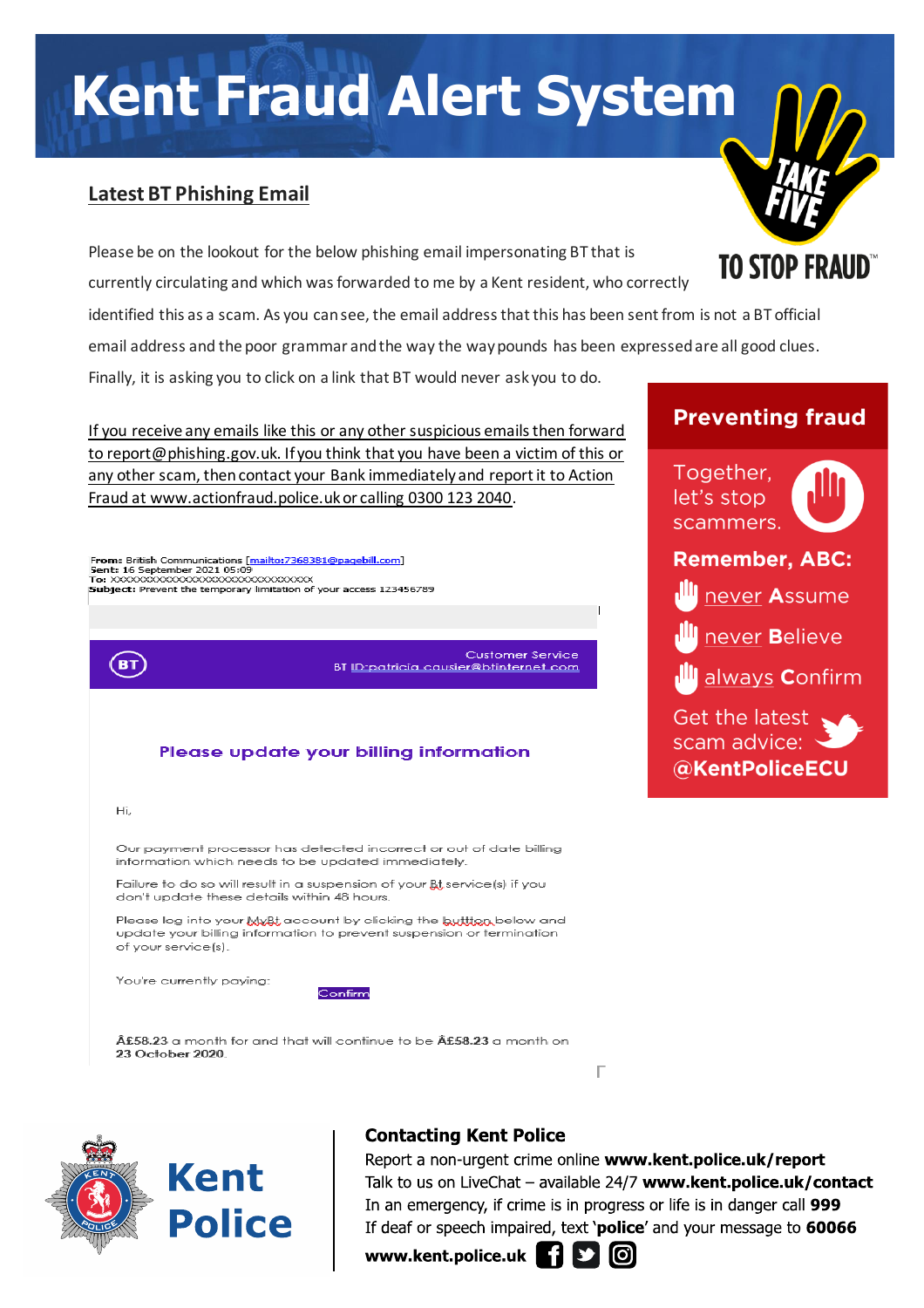# Kent Fraud Alert System

## Latest BT Phishing Email

TAKE FIVE TO STOP FRAUD™

Please be on the lookout for the below phishing email impersonating BT that is currently circulating and which was forwarded to me by a Kent resident, who correctly identified this as a scam. As you can see, the email address that this has been sent from is not a BT official email address and the poor grammar and the way pounds has been expressed are all good clues. Finally, it is asking you to click on a link that BT would never ask you to do.

If you receive any emails like this or any other suspicious emails then forward to report@phishing.gov.uk. If you think that you have been a victim of this or any other scam, then contact your Bank immediately and report it to Action Fraud at www.actionfraud.police.uk or calling 0300 123 2040.

**From:** British Communications [mailto:7368381@pagebill.com]
**Sent:** 16 September 2021 05:09
**To:** XXXXXXXXXXXXXXXXXXXXXXXXXXXXXXXX
**Subject:** Prevent the temporary limitation of your access 123456789

BT — Customer Service
BT ID:patricia.causier@btinternet.com

Please update your billing information

Hi,

Our payment processor has detected incorrect or out of date billing information which needs to be updated immediately.

Failure to do so will result in a suspension of your Bt service(s) if you don't update these details within 48 hours.

Please log into your MyBt account by clicking the button below and update your billing information to prevent suspension or termination of your service(s).

You're currently paying:

Confirm

**Â£58.23** a month for and that will continue to be **Â£58.23** a month on **23 October 2020**.

### Preventing fraud

Together, let's stop scammers.

**Remember, ABC:**

- never **A**ssume
- never **B**elieve
- always **C**onfirm

Get the latest scam advice: **@KentPoliceECU**

Kent Police

### Contacting Kent Police

Report a non-urgent crime online **www.kent.police.uk/report**
Talk to us on LiveChat – available 24/7 **www.kent.police.uk/contact**
In an emergency, if crime is in progress or life is in danger call **999**
If deaf or speech impaired, text '**police**' and your message to **60066**
**www.kent.police.uk**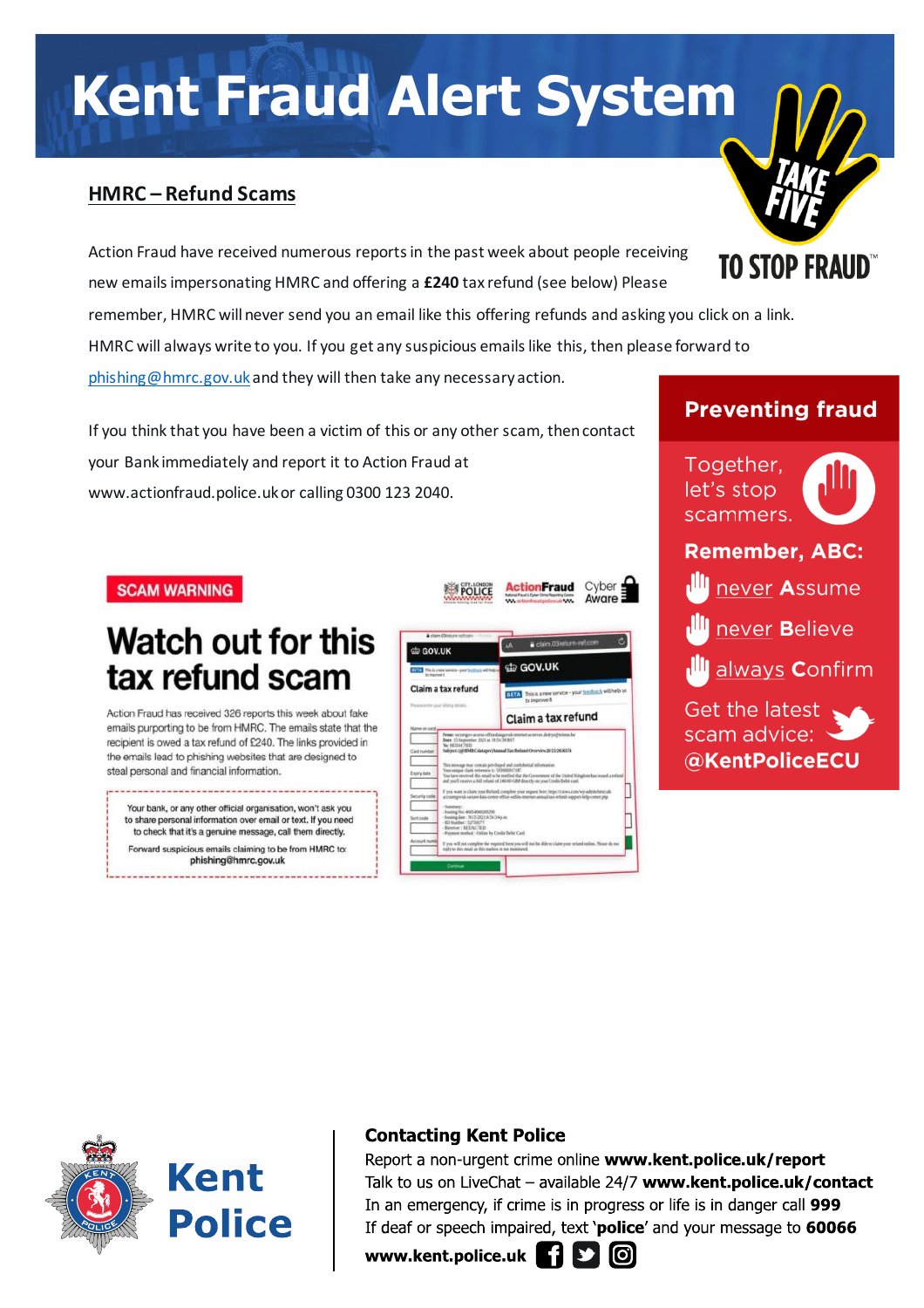# Kent Fraud Alert System

## HMRC – Refund Scams

Action Fraud have received numerous reports in the past week about people receiving new emails impersonating HMRC and offering a **£240** tax refund (see below) Please remember, HMRC will never send you an email like this offering refunds and asking you click on a link. HMRC will always write to you. If you get any suspicious emails like this, then please forward to phishing@hmrc.gov.uk and they will then take any necessary action.

If you think that you have been a victim of this or any other scam, then contact your Bank immediately and report it to Action Fraud at www.actionfraud.police.uk or calling 0300 123 2040.

**SCAM WARNING**

**Watch out for this tax refund scam**

Action Fraud has received 326 reports this week about fake emails purporting to be from HMRC. The emails state that the recipient is owed a tax refund of £240. The links provided in the emails lead to phishing websites that are designed to steal personal and financial information.

Your bank, or any other official organisation, won't ask you to share personal information over email or text. If you need to check that it's a genuine message, call them directly.

Forward suspicious emails claiming to be from HMRC to: phishing@hmrc.gov.uk

TAKE FIVE TO STOP FRAUD™

### Preventing fraud

Together, let's stop scammers.

**Remember, ABC:**

- never **A**ssume
- never **B**elieve
- always **C**onfirm

Get the latest scam advice: **@KentPoliceECU**

Kent Police

**Contacting Kent Police**

Report a non-urgent crime online **www.kent.police.uk/report**
Talk to us on LiveChat – available 24/7 **www.kent.police.uk/contact**
In an emergency, if crime is in progress or life is in danger call **999**
If deaf or speech impaired, text '**police**' and your message to **60066**
**www.kent.police.uk**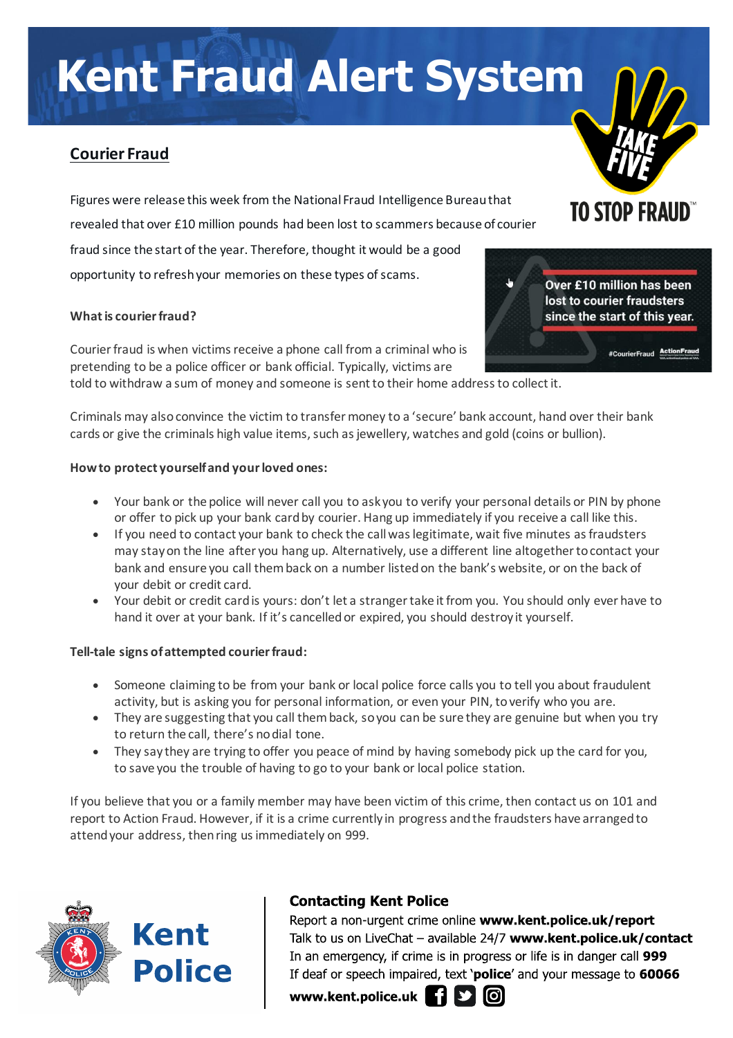# Kent Fraud Alert System

TAKE FIVE TO STOP FRAUD™

## Courier Fraud

Figures were release this week from the National Fraud Intelligence Bureau that revealed that over £10 million pounds had been lost to scammers because of courier fraud since the start of the year. Therefore, thought it would be a good opportunity to refresh your memories on these types of scams.

Over £10 million has been lost to courier fraudsters since the start of this year.

#CourierFraud ActionFraud

**What is courier fraud?**

Courier fraud is when victims receive a phone call from a criminal who is pretending to be a police officer or bank official. Typically, victims are told to withdraw a sum of money and someone is sent to their home address to collect it.

Criminals may also convince the victim to transfer money to a 'secure' bank account, hand over their bank cards or give the criminals high value items, such as jewellery, watches and gold (coins or bullion).

**How to protect yourself and your loved ones:**

- Your bank or the police will never call you to ask you to verify your personal details or PIN by phone or offer to pick up your bank card by courier. Hang up immediately if you receive a call like this.
- If you need to contact your bank to check the call was legitimate, wait five minutes as fraudsters may stay on the line after you hang up. Alternatively, use a different line altogether to contact your bank and ensure you call them back on a number listed on the bank's website, or on the back of your debit or credit card.
- Your debit or credit card is yours: don't let a stranger take it from you. You should only ever have to hand it over at your bank. If it's cancelled or expired, you should destroy it yourself.

**Tell-tale signs of attempted courier fraud:**

- Someone claiming to be from your bank or local police force calls you to tell you about fraudulent activity, but is asking you for personal information, or even your PIN, to verify who you are.
- They are suggesting that you call them back, so you can be sure they are genuine but when you try to return the call, there's no dial tone.
- They say they are trying to offer you peace of mind by having somebody pick up the card for you, to save you the trouble of having to go to your bank or local police station.

If you believe that you or a family member may have been victim of this crime, then contact us on 101 and report to Action Fraud. However, if it is a crime currently in progress and the fraudsters have arranged to attend your address, then ring us immediately on 999.

Kent Police

**Contacting Kent Police**

Report a non-urgent crime online **www.kent.police.uk/report**
Talk to us on LiveChat – available 24/7 **www.kent.police.uk/contact**
In an emergency, if crime is in progress or life is in danger call **999**
If deaf or speech impaired, text '**police**' and your message to **60066**
**www.kent.police.uk**